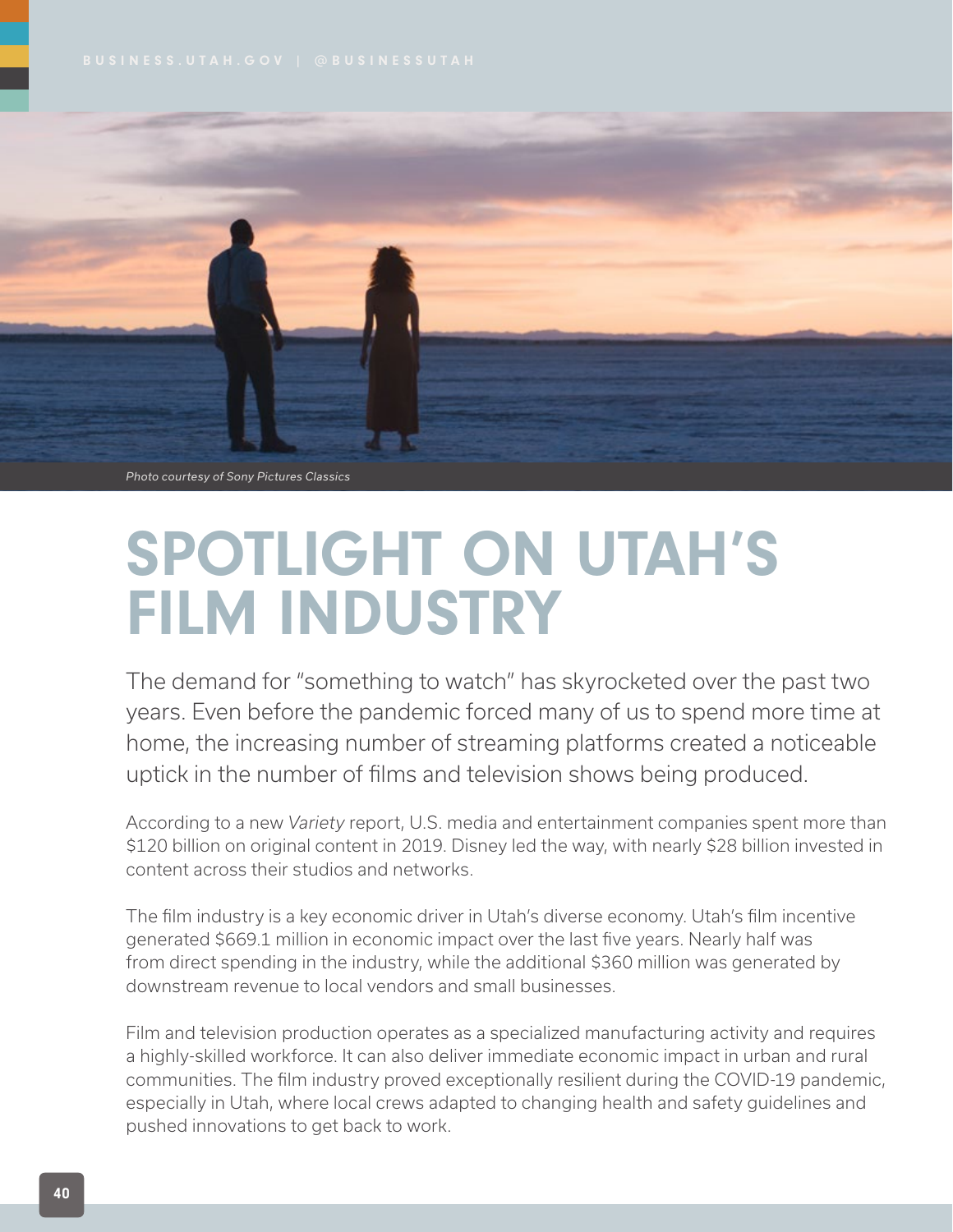Photo courtesy of Sony Pictures Classics

# SPOTLIGHT ON UTAH'S FILM INDUSTRY

The demand for "something to watch" has skyrocketed over the past two years. Even before the pandemic forced many of us to spend more time at home, the increasing number of streaming platforms created a noticeable uptick in the number of films and television shows being produced.

According to a new *Variety* report, U.S. media and entertainment companies spent more than $120 billion on original content in 2019. Disney led the way, with nearly $28 billion invested in content across their studios and networks.

The film industry is a key economic driver in Utah's diverse economy. Utah's film incentive generated $669.1 million in economic impact over the last five years. Nearly half was from direct spending in the industry, while the additional $360 million was generated by downstream revenue to local vendors and small businesses.

Film and television production operates as a specialized manufacturing activity and requires a highly-skilled workforce. It can also deliver immediate economic impact in urban and rural communities. The film industry proved exceptionally resilient during the COVID-19 pandemic, especially in Utah, where local crews adapted to changing health and safety guidelines and pushed innovations to get back to work.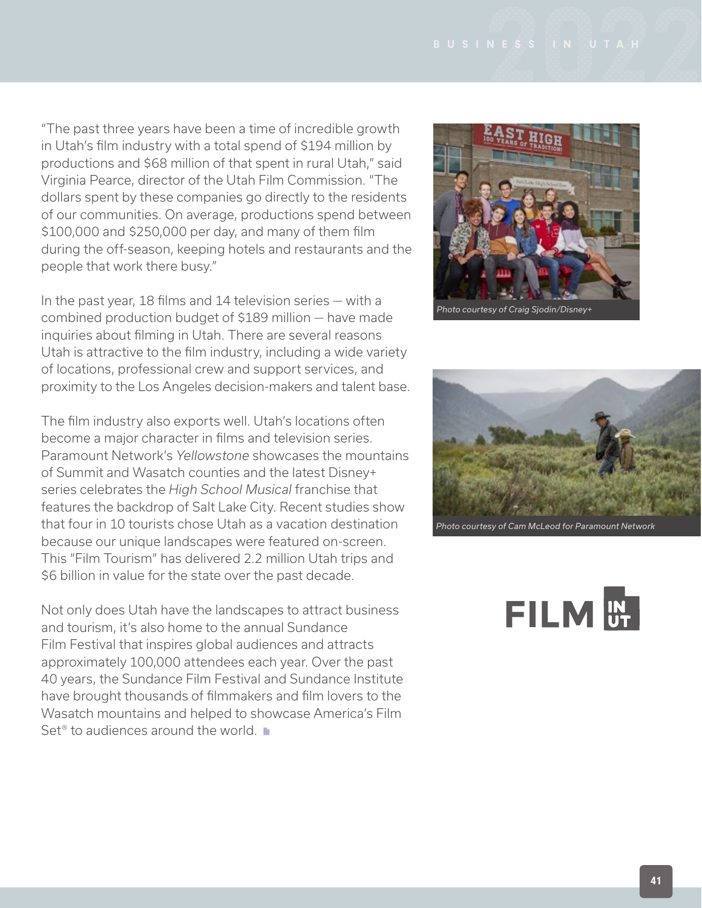"The past three years have been a time of incredible growth in Utah's film industry with a total spend of $194 million by productions and $68 million of that spent in rural Utah," said Virginia Pearce, director of the Utah Film Commission. "The dollars spent by these companies go directly to the residents of our communities. On average, productions spend between $100,000 and $250,000 per day, and many of them film during the off-season, keeping hotels and restaurants and the people that work there busy."

In the past year, 18 films and 14 television series — with a combined production budget of $189 million — have made inquiries about filming in Utah. There are several reasons Utah is attractive to the film industry, including a wide variety of locations, professional crew and support services, and proximity to the Los Angeles decision-makers and talent base.

The film industry also exports well. Utah's locations often become a major character in films and television series. Paramount Network's *Yellowstone* showcases the mountains of Summit and Wasatch counties and the latest Disney+ series celebrates the *High School Musical* franchise that features the backdrop of Salt Lake City. Recent studies show that four in 10 tourists chose Utah as a vacation destination because our unique landscapes were featured on-screen. This "Film Tourism" has delivered 2.2 million Utah trips and $6 billion in value for the state over the past decade.

Not only does Utah have the landscapes to attract business and tourism, it's also home to the annual Sundance Film Festival that inspires global audiences and attracts approximately 100,000 attendees each year. Over the past 40 years, the Sundance Film Festival and Sundance Institute have brought thousands of filmmakers and film lovers to the Wasatch mountains and helped to showcase America's Film Set® to audiences around the world.

*Photo courtesy of Craig Sjodin/Disney+*

*Photo courtesy of Cam McLeod for Paramount Network*

FILM IN UT